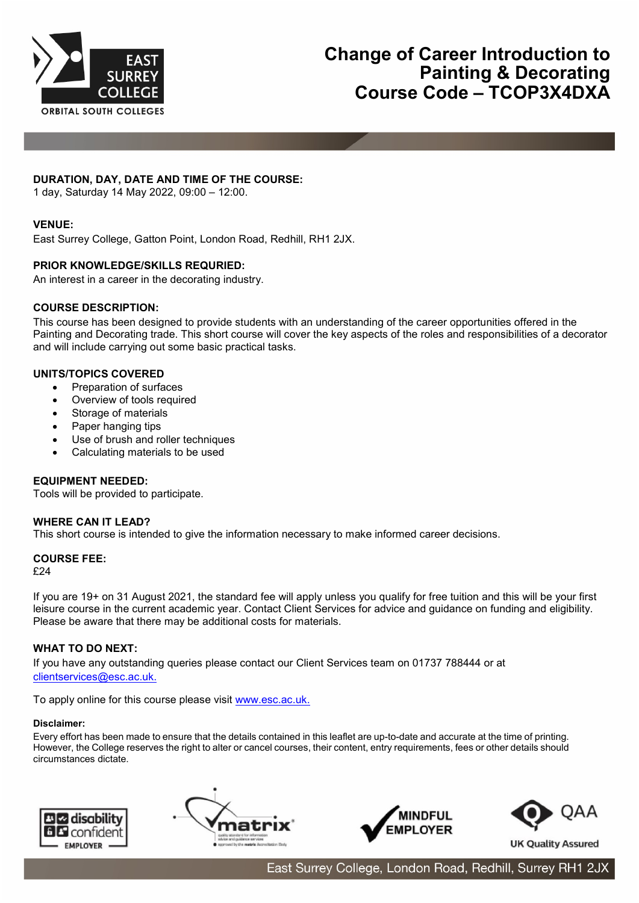# Change of Career Introduction to Painting & Decorating Course Code – TCOP3X4DXA

**DURATION, DAY, DATE AND TIME OF THE COURSE:**
1 day, Saturday 14 May 2022, 09:00 – 12:00.

**VENUE:**
East Surrey College, Gatton Point, London Road, Redhill, RH1 2JX.

**PRIOR KNOWLEDGE/SKILLS REQURIED:**
An interest in a career in the decorating industry.

**COURSE DESCRIPTION:**
This course has been designed to provide students with an understanding of the career opportunities offered in the Painting and Decorating trade. This short course will cover the key aspects of the roles and responsibilities of a decorator and will include carrying out some basic practical tasks.

**UNITS/TOPICS COVERED**

- Preparation of surfaces
- Overview of tools required
- Storage of materials
- Paper hanging tips
- Use of brush and roller techniques
- Calculating materials to be used

**EQUIPMENT NEEDED:**
Tools will be provided to participate.

**WHERE CAN IT LEAD?**
This short course is intended to give the information necessary to make informed career decisions.

**COURSE FEE:**
£24

If you are 19+ on 31 August 2021, the standard fee will apply unless you qualify for free tuition and this will be your first leisure course in the current academic year. Contact Client Services for advice and guidance on funding and eligibility. Please be aware that there may be additional costs for materials.

**WHAT TO DO NEXT:**
If you have any outstanding queries please contact our Client Services team on 01737 788444 or at clientservices@esc.ac.uk.

To apply online for this course please visit www.esc.ac.uk.

**Disclaimer:**
Every effort has been made to ensure that the details contained in this leaflet are up-to-date and accurate at the time of printing. However, the College reserves the right to alter or cancel courses, their content, entry requirements, fees or other details should circumstances dictate.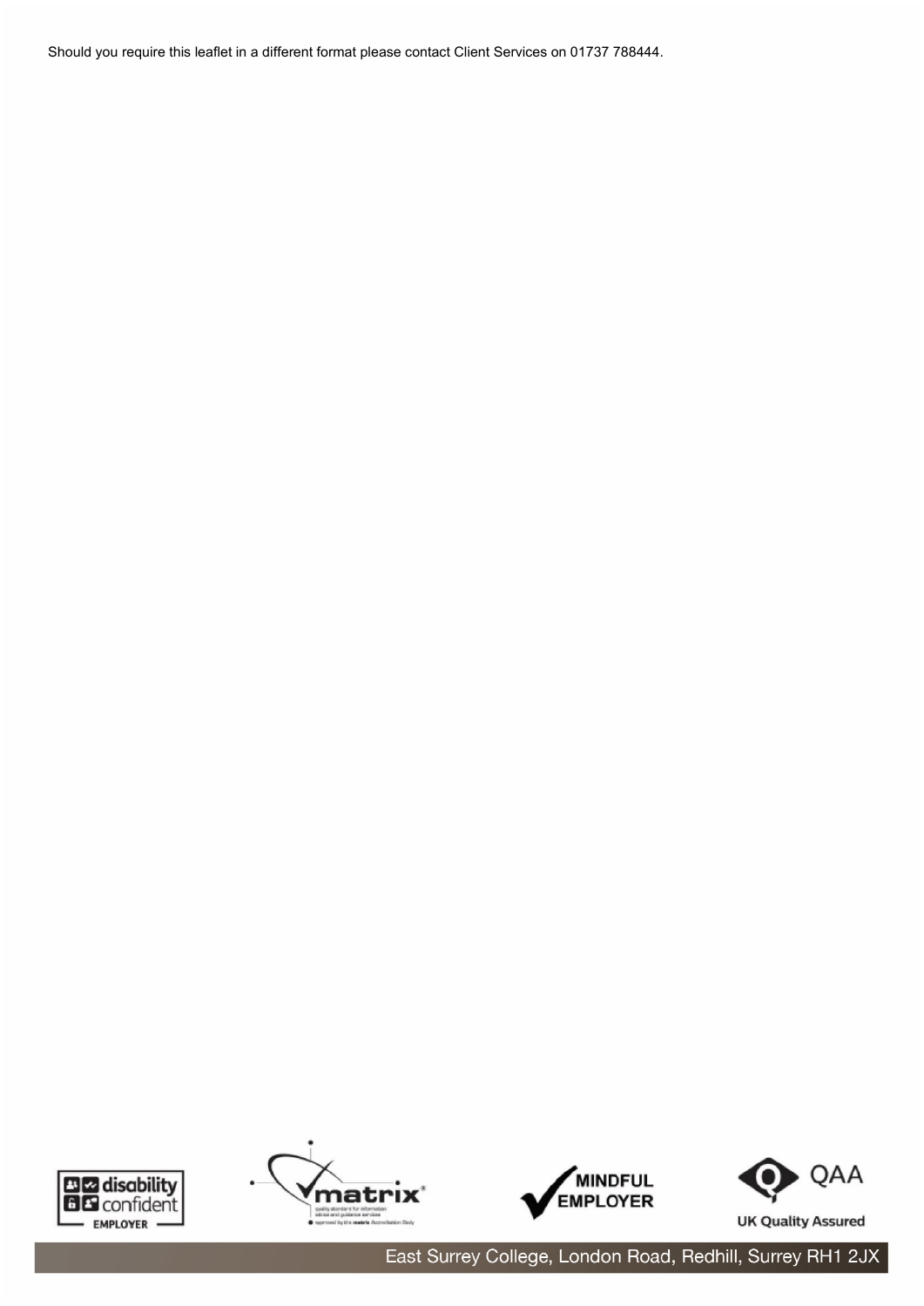Should you require this leaflet in a different format please contact Client Services on 01737 788444.

East Surrey College, London Road, Redhill, Surrey RH1 2JX